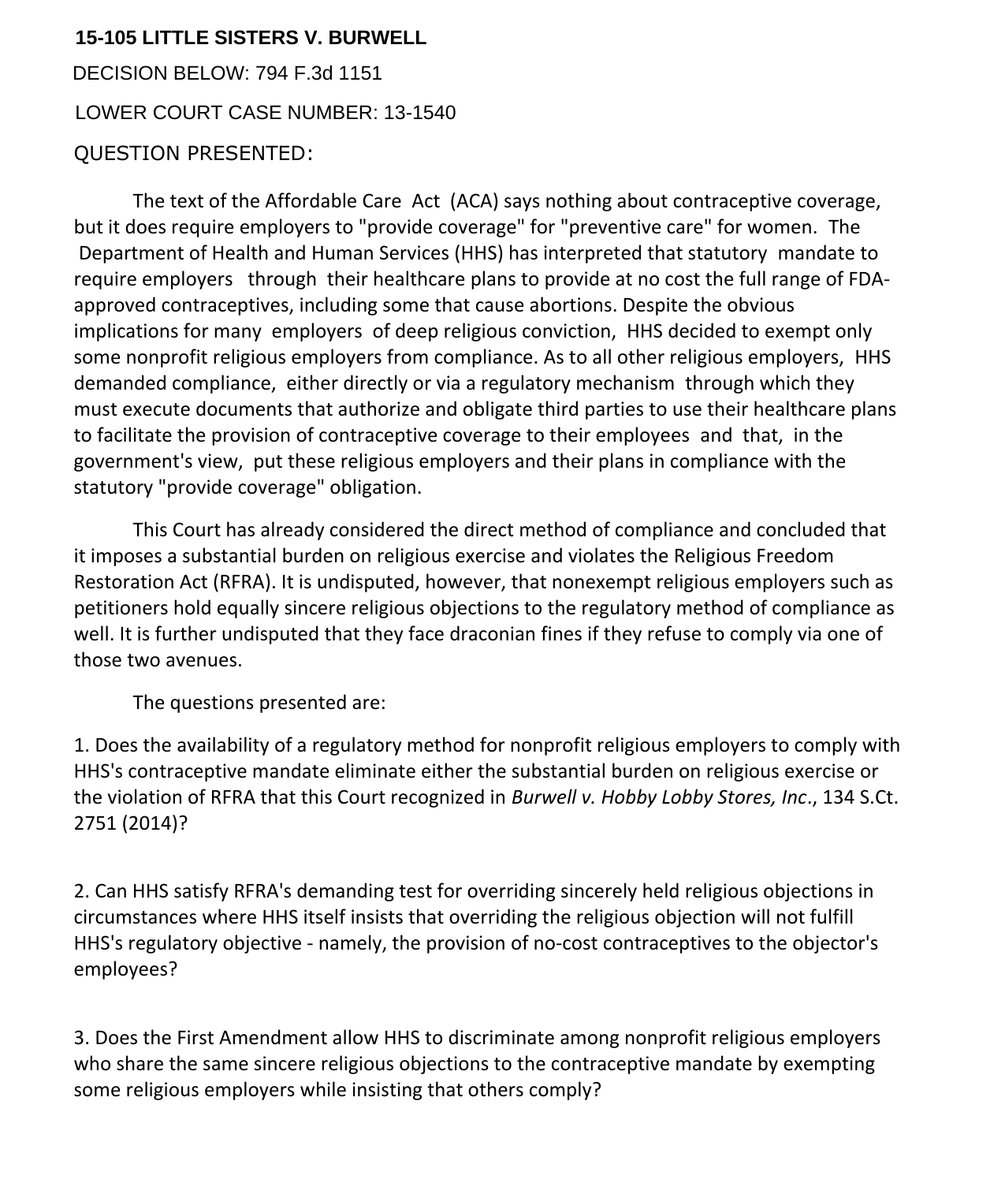# 15-105 LITTLE SISTERS V. BURWELL

DECISION BELOW: 794 F.3d 1151

LOWER COURT CASE NUMBER: 13-1540

QUESTION PRESENTED:

The text of the Affordable Care Act (ACA) says nothing about contraceptive coverage, but it does require employers to "provide coverage" for "preventive care" for women. The Department of Health and Human Services (HHS) has interpreted that statutory mandate to require employers through their healthcare plans to provide at no cost the full range of FDA-approved contraceptives, including some that cause abortions. Despite the obvious implications for many employers of deep religious conviction, HHS decided to exempt only some nonprofit religious employers from compliance. As to all other religious employers, HHS demanded compliance, either directly or via a regulatory mechanism through which they must execute documents that authorize and obligate third parties to use their healthcare plans to facilitate the provision of contraceptive coverage to their employees and that, in the government's view, put these religious employers and their plans in compliance with the statutory "provide coverage" obligation.

This Court has already considered the direct method of compliance and concluded that it imposes a substantial burden on religious exercise and violates the Religious Freedom Restoration Act (RFRA). It is undisputed, however, that nonexempt religious employers such as petitioners hold equally sincere religious objections to the regulatory method of compliance as well. It is further undisputed that they face draconian fines if they refuse to comply via one of those two avenues.

The questions presented are:

1. Does the availability of a regulatory method for nonprofit religious employers to comply with HHS's contraceptive mandate eliminate either the substantial burden on religious exercise or the violation of RFRA that this Court recognized in *Burwell v. Hobby Lobby Stores, Inc.*, 134 S.Ct. 2751 (2014)?

2. Can HHS satisfy RFRA's demanding test for overriding sincerely held religious objections in circumstances where HHS itself insists that overriding the religious objection will not fulfill HHS's regulatory objective - namely, the provision of no-cost contraceptives to the objector's employees?

3. Does the First Amendment allow HHS to discriminate among nonprofit religious employers who share the same sincere religious objections to the contraceptive mandate by exempting some religious employers while insisting that others comply?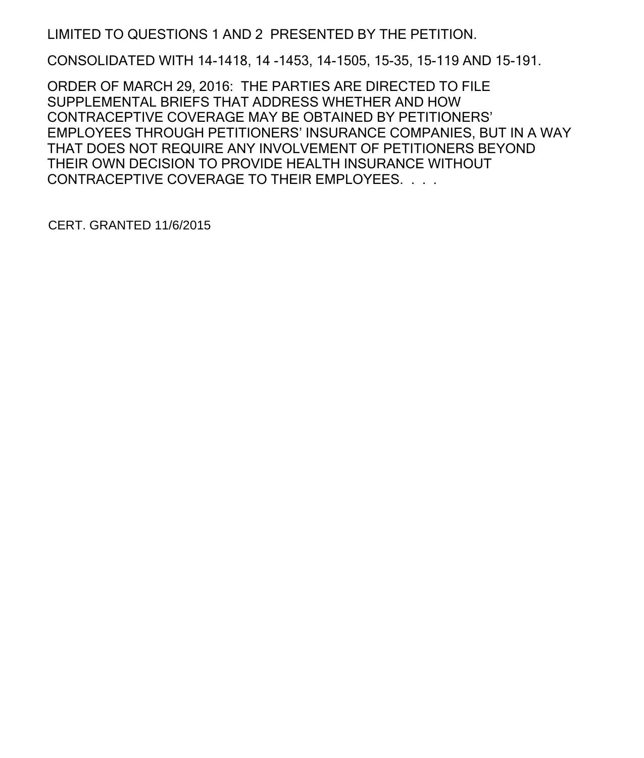LIMITED TO QUESTIONS 1 AND 2 PRESENTED BY THE PETITION.

CONSOLIDATED WITH 14-1418, 14 -1453, 14-1505, 15-35, 15-119 AND 15-191.

ORDER OF MARCH 29, 2016: THE PARTIES ARE DIRECTED TO FILE SUPPLEMENTAL BRIEFS THAT ADDRESS WHETHER AND HOW CONTRACEPTIVE COVERAGE MAY BE OBTAINED BY PETITIONERS' EMPLOYEES THROUGH PETITIONERS' INSURANCE COMPANIES, BUT IN A WAY THAT DOES NOT REQUIRE ANY INVOLVEMENT OF PETITIONERS BEYOND THEIR OWN DECISION TO PROVIDE HEALTH INSURANCE WITHOUT CONTRACEPTIVE COVERAGE TO THEIR EMPLOYEES. . . .

CERT. GRANTED 11/6/2015